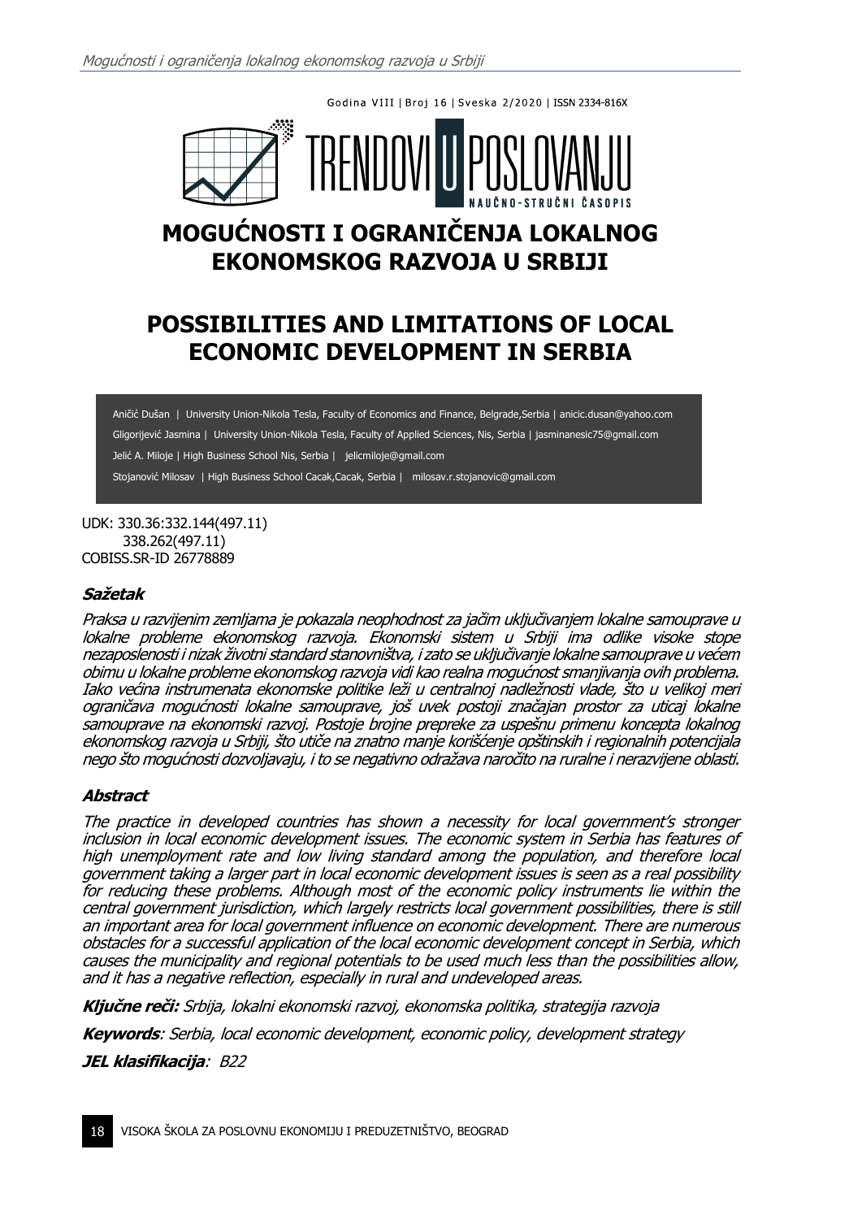Godina VIII | Broj 16 | Sveska 2/2020 | ISSN 2334-816X

TRENDOVI U POSLOVANJU

NAUČNO-STRUČNI ČASOPIS

# MOGUĆNOSTI I OGRANIČENJA LOKALNOG EKONOMSKOG RAZVOJA U SRBIJI

# POSSIBILITIES AND LIMITATIONS OF LOCAL ECONOMIC DEVELOPMENT IN SERBIA

Aničić Dušan | University Union-Nikola Tesla, Faculty of Economics and Finance, Belgrade,Serbia | anicic.dusan@yahoo.com

Gligorijević Jasmina | University Union-Nikola Tesla, Faculty of Applied Sciences, Nis, Serbia | jasminanesic75@gmail.com

Jelić A. Miloje | High Business School Nis, Serbia | jelicmiloje@gmail.com

Stojanović Milosav | High Business School Cacak,Cacak, Serbia | milosav.r.stojanovic@gmail.com

UDK: 330.36:332.144(497.11)
338.262(497.11)
COBISS.SR-ID 26778889

### Sažetak

*Praksa u razvijenim zemljama je pokazala neophodnost za jačim uključivanjem lokalne samouprave u lokalne probleme ekonomskog razvoja. Ekonomski sistem u Srbiji ima odlike visoke stope nezaposlenosti i nizak životni standard stanovništva, i zato se uključivanje lokalne samouprave u većem obimu u lokalne probleme ekonomskog razvoja vidi kao realna mogućnost smanjivanja ovih problema. Iako većina instrumenata ekonomske politike leži u centralnoj nadležnosti vlade, što u velikoj meri ograničava mogućnosti lokalne samouprave, još uvek postoji značajan prostor za uticaj lokalne samouprave na ekonomski razvoj. Postoje brojne prepreke za uspešnu primenu koncepta lokalnog ekonomskog razvoja u Srbiji, što utiče na znatno manje korišćenje opštinskih i regionalnih potencijala nego što mogućnosti dozvoljavaju, i to se negativno odražava naročito na ruralne i nerazvijene oblasti.*

### Abstract

*The practice in developed countries has shown a necessity for local government's stronger inclusion in local economic development issues. The economic system in Serbia has features of high unemployment rate and low living standard among the population, and therefore local government taking a larger part in local economic development issues is seen as a real possibility for reducing these problems. Although most of the economic policy instruments lie within the central government jurisdiction, which largely restricts local government possibilities, there is still an important area for local government influence on economic development. There are numerous obstacles for a successful application of the local economic development concept in Serbia, which causes the municipality and regional potentials to be used much less than the possibilities allow, and it has a negative reflection, especially in rural and undeveloped areas.*

***Ključne reči:*** *Srbija, lokalni ekonomski razvoj, ekonomska politika, strategija razvoja*

***Keywords****: Serbia, local economic development, economic policy, development strategy*

***JEL klasifikacija****: B22*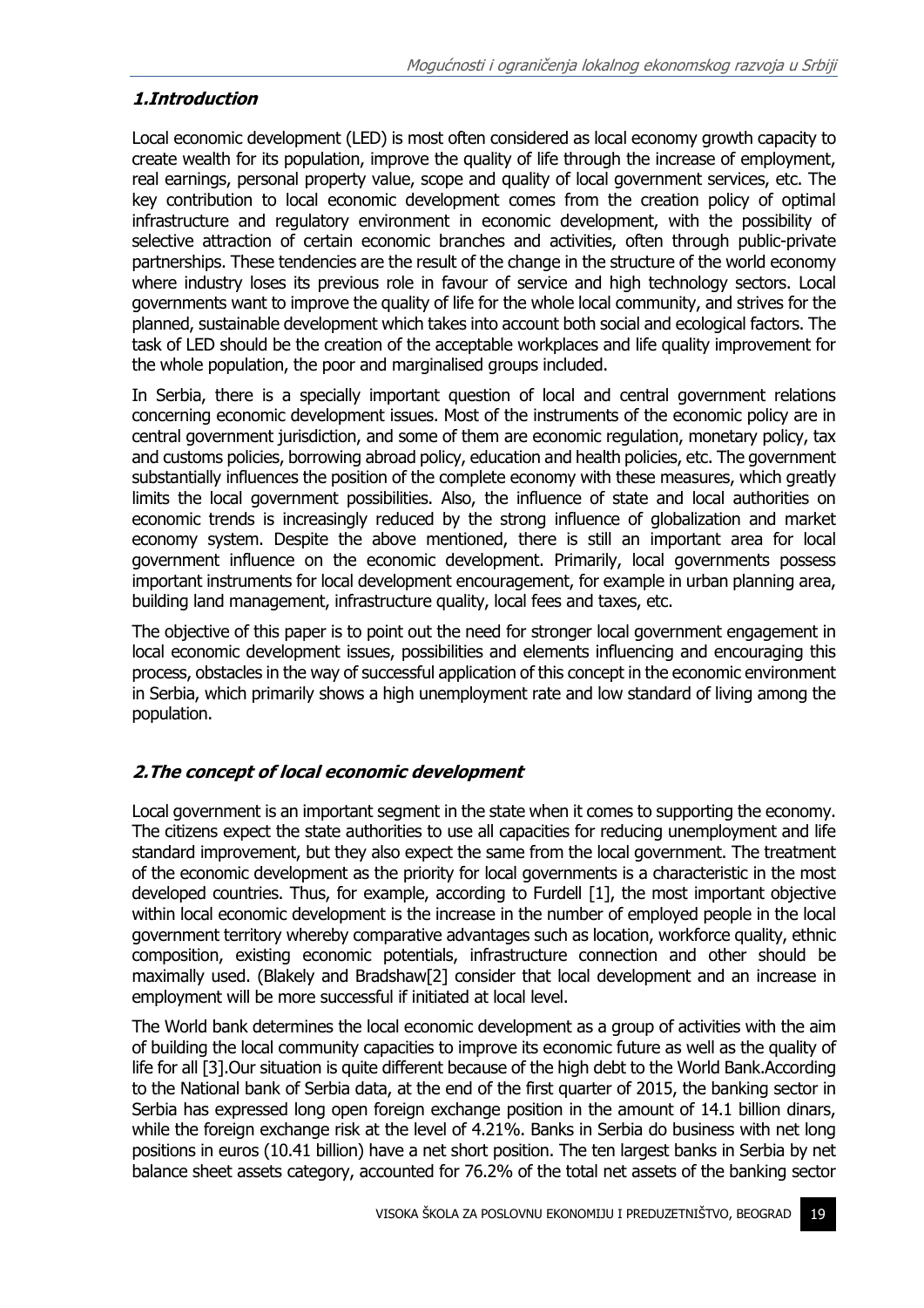## 1.Introduction

Local economic development (LED) is most often considered as local economy growth capacity to create wealth for its population, improve the quality of life through the increase of employment, real earnings, personal property value, scope and quality of local government services, etc. The key contribution to local economic development comes from the creation policy of optimal infrastructure and regulatory environment in economic development, with the possibility of selective attraction of certain economic branches and activities, often through public-private partnerships. These tendencies are the result of the change in the structure of the world economy where industry loses its previous role in favour of service and high technology sectors. Local governments want to improve the quality of life for the whole local community, and strives for the planned, sustainable development which takes into account both social and ecological factors. The task of LED should be the creation of the acceptable workplaces and life quality improvement for the whole population, the poor and marginalised groups included.

In Serbia, there is a specially important question of local and central government relations concerning economic development issues. Most of the instruments of the economic policy are in central government jurisdiction, and some of them are economic regulation, monetary policy, tax and customs policies, borrowing abroad policy, education and health policies, etc. The government substantially influences the position of the complete economy with these measures, which greatly limits the local government possibilities. Also, the influence of state and local authorities on economic trends is increasingly reduced by the strong influence of globalization and market economy system. Despite the above mentioned, there is still an important area for local government influence on the economic development. Primarily, local governments possess important instruments for local development encouragement, for example in urban planning area, building land management, infrastructure quality, local fees and taxes, etc.

The objective of this paper is to point out the need for stronger local government engagement in local economic development issues, possibilities and elements influencing and encouraging this process, obstacles in the way of successful application of this concept in the economic environment in Serbia, which primarily shows a high unemployment rate and low standard of living among the population.

## 2.The concept of local economic development

Local government is an important segment in the state when it comes to supporting the economy. The citizens expect the state authorities to use all capacities for reducing unemployment and life standard improvement, but they also expect the same from the local government. The treatment of the economic development as the priority for local governments is a characteristic in the most developed countries. Thus, for example, according to Furdell [1], the most important objective within local economic development is the increase in the number of employed people in the local government territory whereby comparative advantages such as location, workforce quality, ethnic composition, existing economic potentials, infrastructure connection and other should be maximally used. (Blakely and Bradshaw[2] consider that local development and an increase in employment will be more successful if initiated at local level.

The World bank determines the local economic development as a group of activities with the aim of building the local community capacities to improve its economic future as well as the quality of life for all [3].Our situation is quite different because of the high debt to the World Bank.According to the National bank of Serbia data, at the end of the first quarter of 2015, the banking sector in Serbia has expressed long open foreign exchange position in the amount of 14.1 billion dinars, while the foreign exchange risk at the level of 4.21%. Banks in Serbia do business with net long positions in euros (10.41 billion) have a net short position. The ten largest banks in Serbia by net balance sheet assets category, accounted for 76.2% of the total net assets of the banking sector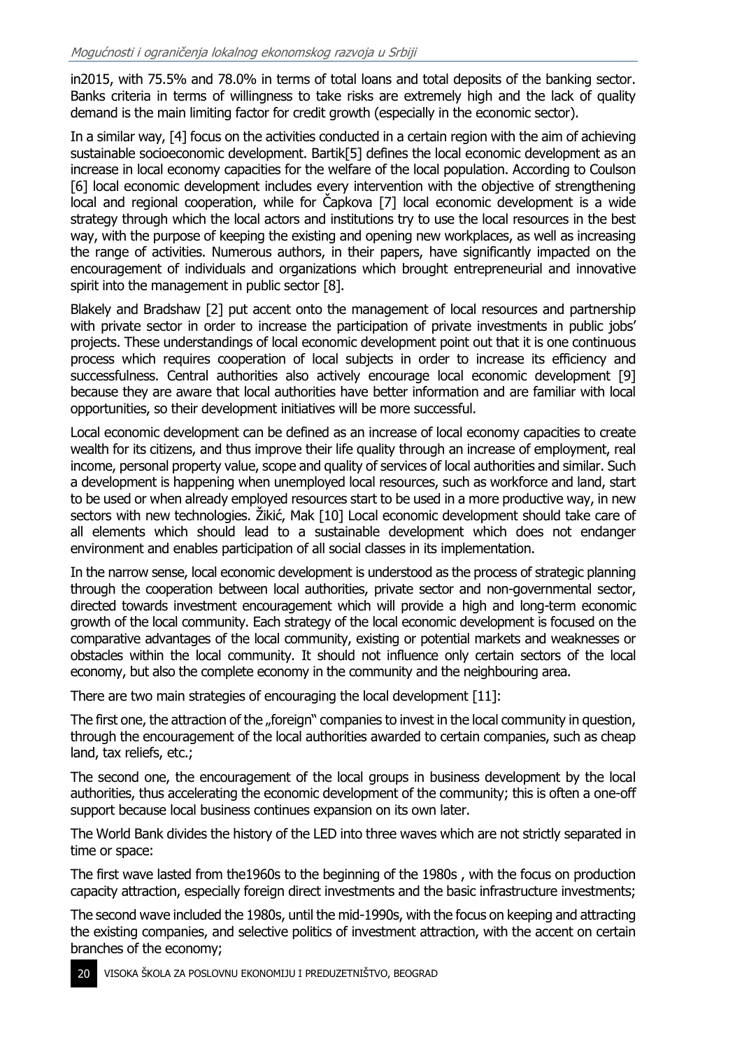in2015, with 75.5% and 78.0% in terms of total loans and total deposits of the banking sector. Banks criteria in terms of willingness to take risks are extremely high and the lack of quality demand is the main limiting factor for credit growth (especially in the economic sector).

In a similar way, [4] focus on the activities conducted in a certain region with the aim of achieving sustainable socioeconomic development. Bartik[5] defines the local economic development as an increase in local economy capacities for the welfare of the local population. According to Coulson [6] local economic development includes every intervention with the objective of strengthening local and regional cooperation, while for Čapkova [7] local economic development is a wide strategy through which the local actors and institutions try to use the local resources in the best way, with the purpose of keeping the existing and opening new workplaces, as well as increasing the range of activities. Numerous authors, in their papers, have significantly impacted on the encouragement of individuals and organizations which brought entrepreneurial and innovative spirit into the management in public sector [8].

Blakely and Bradshaw [2] put accent onto the management of local resources and partnership with private sector in order to increase the participation of private investments in public jobs' projects. These understandings of local economic development point out that it is one continuous process which requires cooperation of local subjects in order to increase its efficiency and successfulness. Central authorities also actively encourage local economic development [9] because they are aware that local authorities have better information and are familiar with local opportunities, so their development initiatives will be more successful.

Local economic development can be defined as an increase of local economy capacities to create wealth for its citizens, and thus improve their life quality through an increase of employment, real income, personal property value, scope and quality of services of local authorities and similar. Such a development is happening when unemployed local resources, such as workforce and land, start to be used or when already employed resources start to be used in a more productive way, in new sectors with new technologies. Žikić, Mak [10] Local economic development should take care of all elements which should lead to a sustainable development which does not endanger environment and enables participation of all social classes in its implementation.

In the narrow sense, local economic development is understood as the process of strategic planning through the cooperation between local authorities, private sector and non-governmental sector, directed towards investment encouragement which will provide a high and long-term economic growth of the local community. Each strategy of the local economic development is focused on the comparative advantages of the local community, existing or potential markets and weaknesses or obstacles within the local community. It should not influence only certain sectors of the local economy, but also the complete economy in the community and the neighbouring area.

There are two main strategies of encouraging the local development [11]:

The first one, the attraction of the „foreign" companies to invest in the local community in question, through the encouragement of the local authorities awarded to certain companies, such as cheap land, tax reliefs, etc.;

The second one, the encouragement of the local groups in business development by the local authorities, thus accelerating the economic development of the community; this is often a one-off support because local business continues expansion on its own later.

The World Bank divides the history of the LED into three waves which are not strictly separated in time or space:

The first wave lasted from the1960s to the beginning of the 1980s , with the focus on production capacity attraction, especially foreign direct investments and the basic infrastructure investments;

The second wave included the 1980s, until the mid-1990s, with the focus on keeping and attracting the existing companies, and selective politics of investment attraction, with the accent on certain branches of the economy;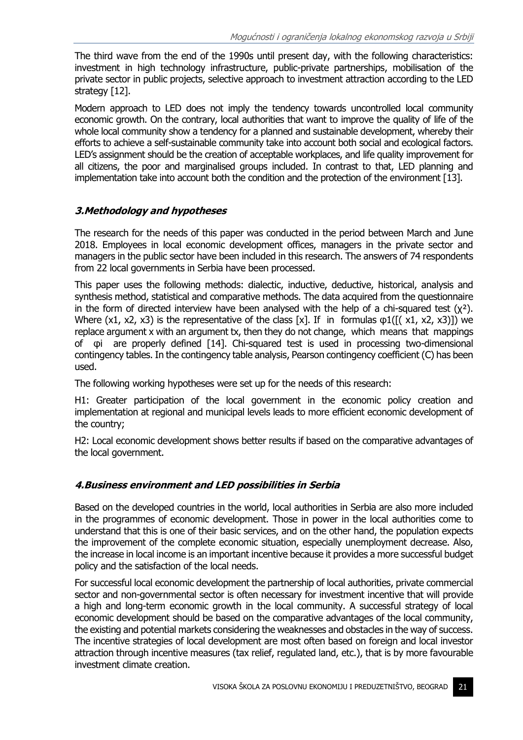The third wave from the end of the 1990s until present day, with the following characteristics: investment in high technology infrastructure, public-private partnerships, mobilisation of the private sector in public projects, selective approach to investment attraction according to the LED strategy [12].

Modern approach to LED does not imply the tendency towards uncontrolled local community economic growth. On the contrary, local authorities that want to improve the quality of life of the whole local community show a tendency for a planned and sustainable development, whereby their efforts to achieve a self-sustainable community take into account both social and ecological factors. LED's assignment should be the creation of acceptable workplaces, and life quality improvement for all citizens, the poor and marginalised groups included. In contrast to that, LED planning and implementation take into account both the condition and the protection of the environment [13].

## *3.Methodology and hypotheses*

The research for the needs of this paper was conducted in the period between March and June 2018. Employees in local economic development offices, managers in the private sector and managers in the public sector have been included in this research. The answers of 74 respondents from 22 local governments in Serbia have been processed.

This paper uses the following methods: dialectic, inductive, deductive, historical, analysis and synthesis method, statistical and comparative methods. The data acquired from the questionnaire in the form of directed interview have been analysed with the help of a chi-squared test ($\chi^2$). Where ($x_1$, $x_2$, $x_3$) is the representative of the class [x]. If in formulas $\varphi_1([(x_1, x_2, x_3)])$ we replace argument x with an argument tx, then they do not change, which means that mappings of $\varphi_i$ are properly defined [14]. Chi-squared test is used in processing two-dimensional contingency tables. In the contingency table analysis, Pearson contingency coefficient (C) has been used.

The following working hypotheses were set up for the needs of this research:

H1: Greater participation of the local government in the economic policy creation and implementation at regional and municipal levels leads to more efficient economic development of the country;

H2: Local economic development shows better results if based on the comparative advantages of the local government.

## *4.Business environment and LED possibilities in Serbia*

Based on the developed countries in the world, local authorities in Serbia are also more included in the programmes of economic development. Those in power in the local authorities come to understand that this is one of their basic services, and on the other hand, the population expects the improvement of the complete economic situation, especially unemployment decrease. Also, the increase in local income is an important incentive because it provides a more successful budget policy and the satisfaction of the local needs.

For successful local economic development the partnership of local authorities, private commercial sector and non-governmental sector is often necessary for investment incentive that will provide a high and long-term economic growth in the local community. A successful strategy of local economic development should be based on the comparative advantages of the local community, the existing and potential markets considering the weaknesses and obstacles in the way of success. The incentive strategies of local development are most often based on foreign and local investor attraction through incentive measures (tax relief, regulated land, etc.), that is by more favourable investment climate creation.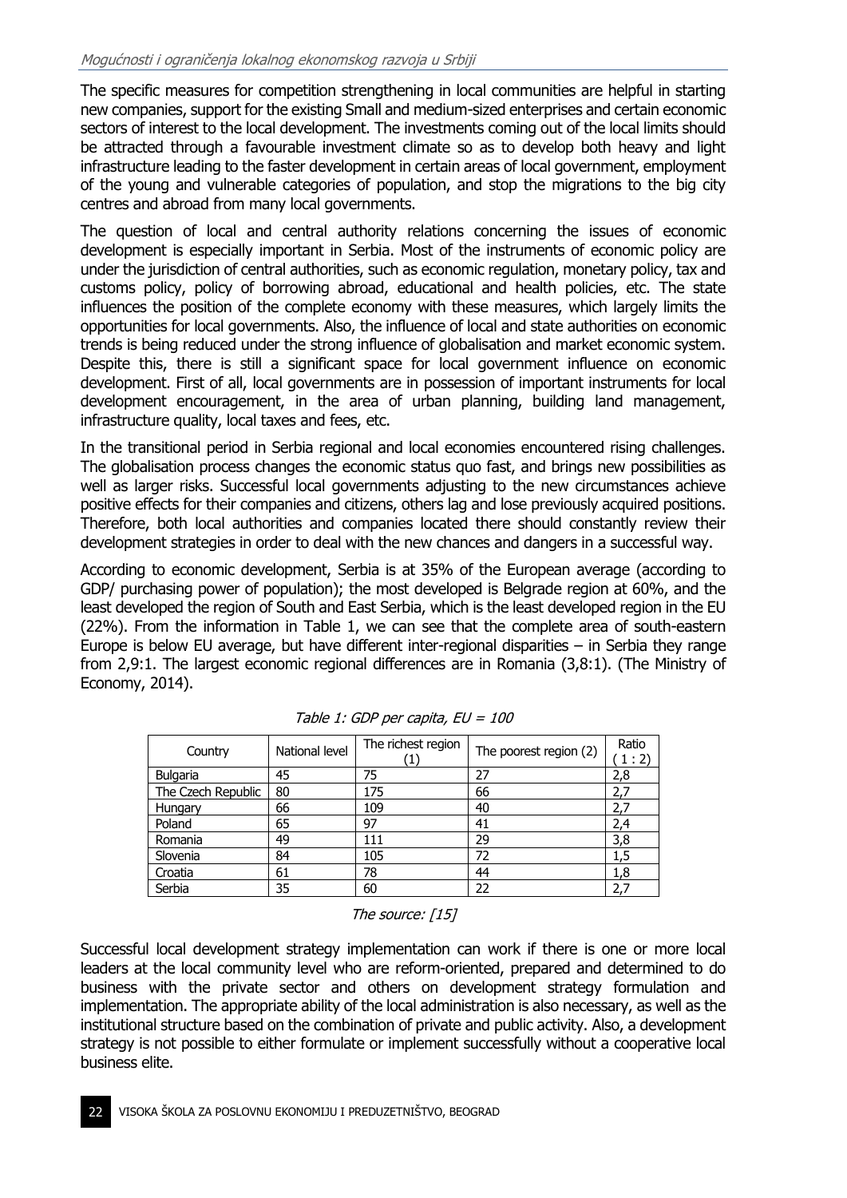The specific measures for competition strengthening in local communities are helpful in starting new companies, support for the existing Small and medium-sized enterprises and certain economic sectors of interest to the local development. The investments coming out of the local limits should be attracted through a favourable investment climate so as to develop both heavy and light infrastructure leading to the faster development in certain areas of local government, employment of the young and vulnerable categories of population, and stop the migrations to the big city centres and abroad from many local governments.

The question of local and central authority relations concerning the issues of economic development is especially important in Serbia. Most of the instruments of economic policy are under the jurisdiction of central authorities, such as economic regulation, monetary policy, tax and customs policy, policy of borrowing abroad, educational and health policies, etc. The state influences the position of the complete economy with these measures, which largely limits the opportunities for local governments. Also, the influence of local and state authorities on economic trends is being reduced under the strong influence of globalisation and market economic system. Despite this, there is still a significant space for local government influence on economic development. First of all, local governments are in possession of important instruments for local development encouragement, in the area of urban planning, building land management, infrastructure quality, local taxes and fees, etc.

In the transitional period in Serbia regional and local economies encountered rising challenges. The globalisation process changes the economic status quo fast, and brings new possibilities as well as larger risks. Successful local governments adjusting to the new circumstances achieve positive effects for their companies and citizens, others lag and lose previously acquired positions. Therefore, both local authorities and companies located there should constantly review their development strategies in order to deal with the new chances and dangers in a successful way.

According to economic development, Serbia is at 35% of the European average (according to GDP/ purchasing power of population); the most developed is Belgrade region at 60%, and the least developed the region of South and East Serbia, which is the least developed region in the EU (22%). From the information in Table 1, we can see that the complete area of south-eastern Europe is below EU average, but have different inter-regional disparities – in Serbia they range from 2,9:1. The largest economic regional differences are in Romania (3,8:1). (The Ministry of Economy, 2014).

*Table 1: GDP per capita, EU = 100*

| Country | National level | The richest region (1) | The poorest region (2) | Ratio ( 1 : 2) |
|---|---|---|---|---|
| Bulgaria | 45 | 75 | 27 | 2,8 |
| The Czech Republic | 80 | 175 | 66 | 2,7 |
| Hungary | 66 | 109 | 40 | 2,7 |
| Poland | 65 | 97 | 41 | 2,4 |
| Romania | 49 | 111 | 29 | 3,8 |
| Slovenia | 84 | 105 | 72 | 1,5 |
| Croatia | 61 | 78 | 44 | 1,8 |
| Serbia | 35 | 60 | 22 | 2,7 |

*The source: [15]*

Successful local development strategy implementation can work if there is one or more local leaders at the local community level who are reform-oriented, prepared and determined to do business with the private sector and others on development strategy formulation and implementation. The appropriate ability of the local administration is also necessary, as well as the institutional structure based on the combination of private and public activity. Also, a development strategy is not possible to either formulate or implement successfully without a cooperative local business elite.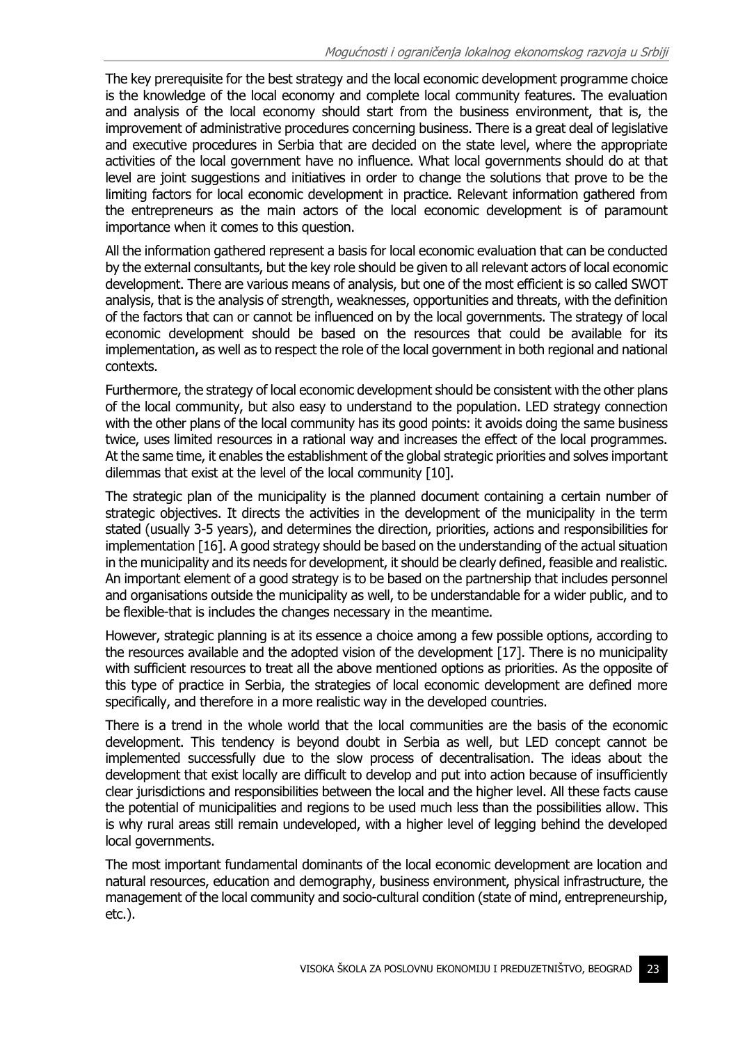The key prerequisite for the best strategy and the local economic development programme choice is the knowledge of the local economy and complete local community features. The evaluation and analysis of the local economy should start from the business environment, that is, the improvement of administrative procedures concerning business. There is a great deal of legislative and executive procedures in Serbia that are decided on the state level, where the appropriate activities of the local government have no influence. What local governments should do at that level are joint suggestions and initiatives in order to change the solutions that prove to be the limiting factors for local economic development in practice. Relevant information gathered from the entrepreneurs as the main actors of the local economic development is of paramount importance when it comes to this question.

All the information gathered represent a basis for local economic evaluation that can be conducted by the external consultants, but the key role should be given to all relevant actors of local economic development. There are various means of analysis, but one of the most efficient is so called SWOT analysis, that is the analysis of strength, weaknesses, opportunities and threats, with the definition of the factors that can or cannot be influenced on by the local governments. The strategy of local economic development should be based on the resources that could be available for its implementation, as well as to respect the role of the local government in both regional and national contexts.

Furthermore, the strategy of local economic development should be consistent with the other plans of the local community, but also easy to understand to the population. LED strategy connection with the other plans of the local community has its good points: it avoids doing the same business twice, uses limited resources in a rational way and increases the effect of the local programmes. At the same time, it enables the establishment of the global strategic priorities and solves important dilemmas that exist at the level of the local community [10].

The strategic plan of the municipality is the planned document containing a certain number of strategic objectives. It directs the activities in the development of the municipality in the term stated (usually 3-5 years), and determines the direction, priorities, actions and responsibilities for implementation [16]. A good strategy should be based on the understanding of the actual situation in the municipality and its needs for development, it should be clearly defined, feasible and realistic. An important element of a good strategy is to be based on the partnership that includes personnel and organisations outside the municipality as well, to be understandable for a wider public, and to be flexible-that is includes the changes necessary in the meantime.

However, strategic planning is at its essence a choice among a few possible options, according to the resources available and the adopted vision of the development [17]. There is no municipality with sufficient resources to treat all the above mentioned options as priorities. As the opposite of this type of practice in Serbia, the strategies of local economic development are defined more specifically, and therefore in a more realistic way in the developed countries.

There is a trend in the whole world that the local communities are the basis of the economic development. This tendency is beyond doubt in Serbia as well, but LED concept cannot be implemented successfully due to the slow process of decentralisation. The ideas about the development that exist locally are difficult to develop and put into action because of insufficiently clear jurisdictions and responsibilities between the local and the higher level. All these facts cause the potential of municipalities and regions to be used much less than the possibilities allow. This is why rural areas still remain undeveloped, with a higher level of legging behind the developed local governments.

The most important fundamental dominants of the local economic development are location and natural resources, education and demography, business environment, physical infrastructure, the management of the local community and socio-cultural condition (state of mind, entrepreneurship, etc.).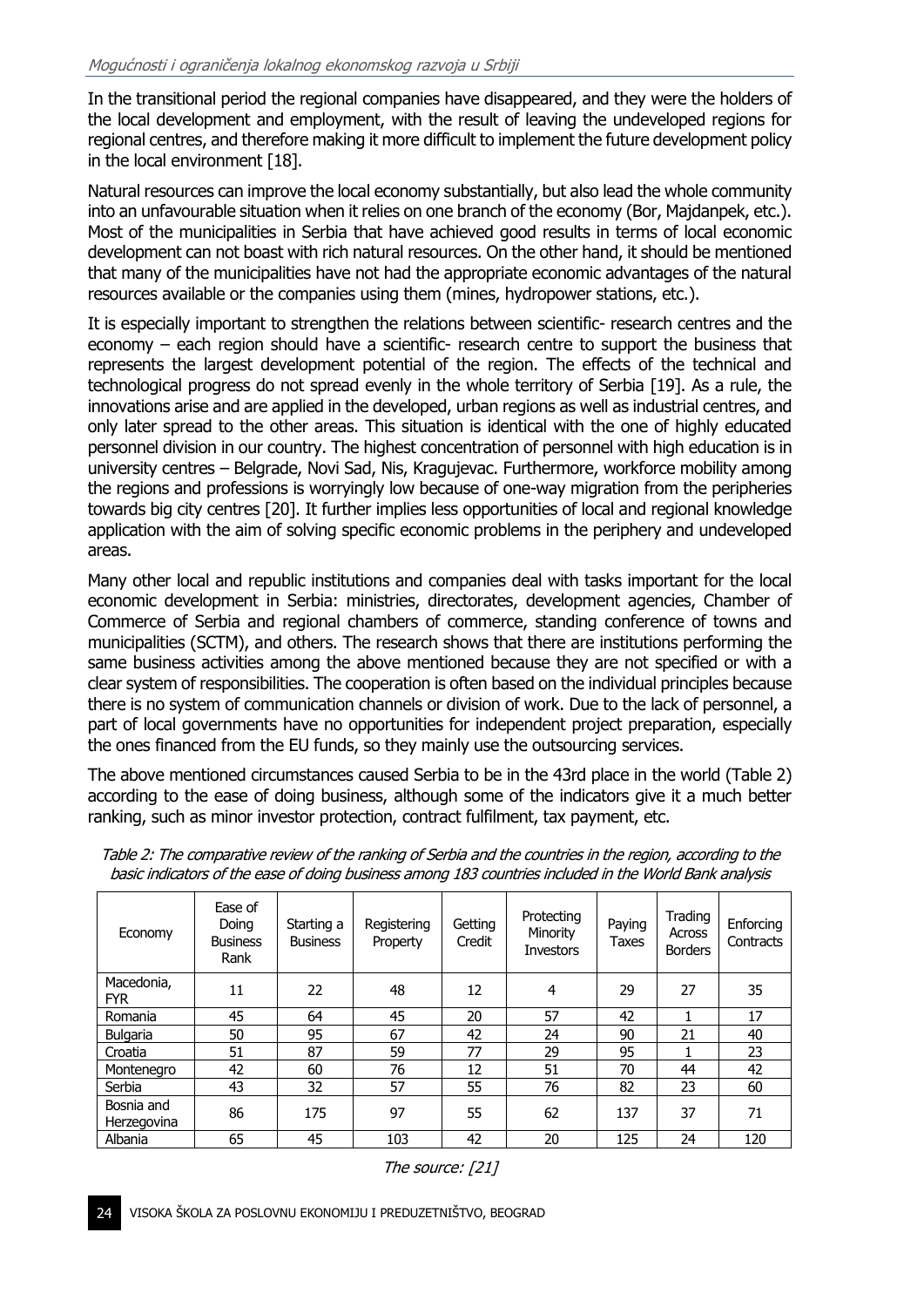In the transitional period the regional companies have disappeared, and they were the holders of the local development and employment, with the result of leaving the undeveloped regions for regional centres, and therefore making it more difficult to implement the future development policy in the local environment [18].

Natural resources can improve the local economy substantially, but also lead the whole community into an unfavourable situation when it relies on one branch of the economy (Bor, Majdanpek, etc.). Most of the municipalities in Serbia that have achieved good results in terms of local economic development can not boast with rich natural resources. On the other hand, it should be mentioned that many of the municipalities have not had the appropriate economic advantages of the natural resources available or the companies using them (mines, hydropower stations, etc.).

It is especially important to strengthen the relations between scientific- research centres and the economy – each region should have a scientific- research centre to support the business that represents the largest development potential of the region. The effects of the technical and technological progress do not spread evenly in the whole territory of Serbia [19]. As a rule, the innovations arise and are applied in the developed, urban regions as well as industrial centres, and only later spread to the other areas. This situation is identical with the one of highly educated personnel division in our country. The highest concentration of personnel with high education is in university centres – Belgrade, Novi Sad, Nis, Kragujevac. Furthermore, workforce mobility among the regions and professions is worryingly low because of one-way migration from the peripheries towards big city centres [20]. It further implies less opportunities of local and regional knowledge application with the aim of solving specific economic problems in the periphery and undeveloped areas.

Many other local and republic institutions and companies deal with tasks important for the local economic development in Serbia: ministries, directorates, development agencies, Chamber of Commerce of Serbia and regional chambers of commerce, standing conference of towns and municipalities (SCTM), and others. The research shows that there are institutions performing the same business activities among the above mentioned because they are not specified or with a clear system of responsibilities. The cooperation is often based on the individual principles because there is no system of communication channels or division of work. Due to the lack of personnel, a part of local governments have no opportunities for independent project preparation, especially the ones financed from the EU funds, so they mainly use the outsourcing services.

The above mentioned circumstances caused Serbia to be in the 43rd place in the world (Table 2) according to the ease of doing business, although some of the indicators give it a much better ranking, such as minor investor protection, contract fulfilment, tax payment, etc.

*Table 2: The comparative review of the ranking of Serbia and the countries in the region, according to the basic indicators of the ease of doing business among 183 countries included in the World Bank analysis*

| Economy | Ease of Doing Business Rank | Starting a Business | Registering Property | Getting Credit | Protecting Minority Investors | Paying Taxes | Trading Across Borders | Enforcing Contracts |
|---|---|---|---|---|---|---|---|---|
| Macedonia, FYR | 11 | 22 | 48 | 12 | 4 | 29 | 27 | 35 |
| Romania | 45 | 64 | 45 | 20 | 57 | 42 | 1 | 17 |
| Bulgaria | 50 | 95 | 67 | 42 | 24 | 90 | 21 | 40 |
| Croatia | 51 | 87 | 59 | 77 | 29 | 95 | 1 | 23 |
| Montenegro | 42 | 60 | 76 | 12 | 51 | 70 | 44 | 42 |
| Serbia | 43 | 32 | 57 | 55 | 76 | 82 | 23 | 60 |
| Bosnia and Herzegovina | 86 | 175 | 97 | 55 | 62 | 137 | 37 | 71 |
| Albania | 65 | 45 | 103 | 42 | 20 | 125 | 24 | 120 |

*The source: [21]*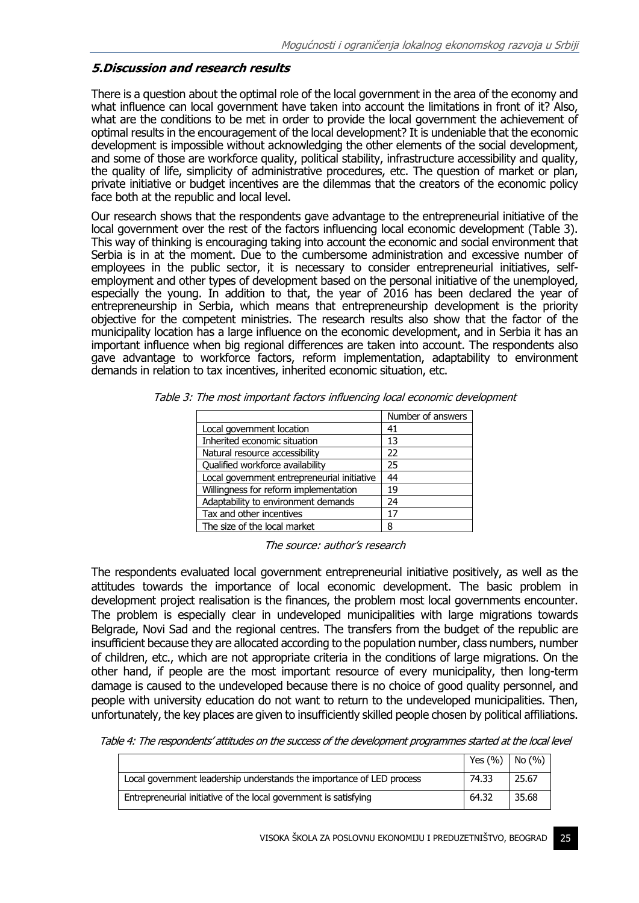## 5.Discussion and research results

There is a question about the optimal role of the local government in the area of the economy and what influence can local government have taken into account the limitations in front of it? Also, what are the conditions to be met in order to provide the local government the achievement of optimal results in the encouragement of the local development? It is undeniable that the economic development is impossible without acknowledging the other elements of the social development, and some of those are workforce quality, political stability, infrastructure accessibility and quality, the quality of life, simplicity of administrative procedures, etc. The question of market or plan, private initiative or budget incentives are the dilemmas that the creators of the economic policy face both at the republic and local level.

Our research shows that the respondents gave advantage to the entrepreneurial initiative of the local government over the rest of the factors influencing local economic development (Table 3). This way of thinking is encouraging taking into account the economic and social environment that Serbia is in at the moment. Due to the cumbersome administration and excessive number of employees in the public sector, it is necessary to consider entrepreneurial initiatives, self-employment and other types of development based on the personal initiative of the unemployed, especially the young. In addition to that, the year of 2016 has been declared the year of entrepreneurship in Serbia, which means that entrepreneurship development is the priority objective for the competent ministries. The research results also show that the factor of the municipality location has a large influence on the economic development, and in Serbia it has an important influence when big regional differences are taken into account. The respondents also gave advantage to workforce factors, reform implementation, adaptability to environment demands in relation to tax incentives, inherited economic situation, etc.

*Table 3: The most important factors influencing local economic development*

| | Number of answers |
|---|---|
| Local government location | 41 |
| Inherited economic situation | 13 |
| Natural resource accessibility | 22 |
| Qualified workforce availability | 25 |
| Local government entrepreneurial initiative | 44 |
| Willingness for reform implementation | 19 |
| Adaptability to environment demands | 24 |
| Tax and other incentives | 17 |
| The size of the local market | 8 |

*The source: author's research*

The respondents evaluated local government entrepreneurial initiative positively, as well as the attitudes towards the importance of local economic development. The basic problem in development project realisation is the finances, the problem most local governments encounter. The problem is especially clear in undeveloped municipalities with large migrations towards Belgrade, Novi Sad and the regional centres. The transfers from the budget of the republic are insufficient because they are allocated according to the population number, class numbers, number of children, etc., which are not appropriate criteria in the conditions of large migrations. On the other hand, if people are the most important resource of every municipality, then long-term damage is caused to the undeveloped because there is no choice of good quality personnel, and people with university education do not want to return to the undeveloped municipalities. Then, unfortunately, the key places are given to insufficiently skilled people chosen by political affiliations.

*Table 4: The respondents' attitudes on the success of the development programmes started at the local level*

| | Yes (%) | No (%) |
|---|---|---|
| Local government leadership understands the importance of LED process | 74.33 | 25.67 |
| Entrepreneurial initiative of the local government is satisfying | 64.32 | 35.68 |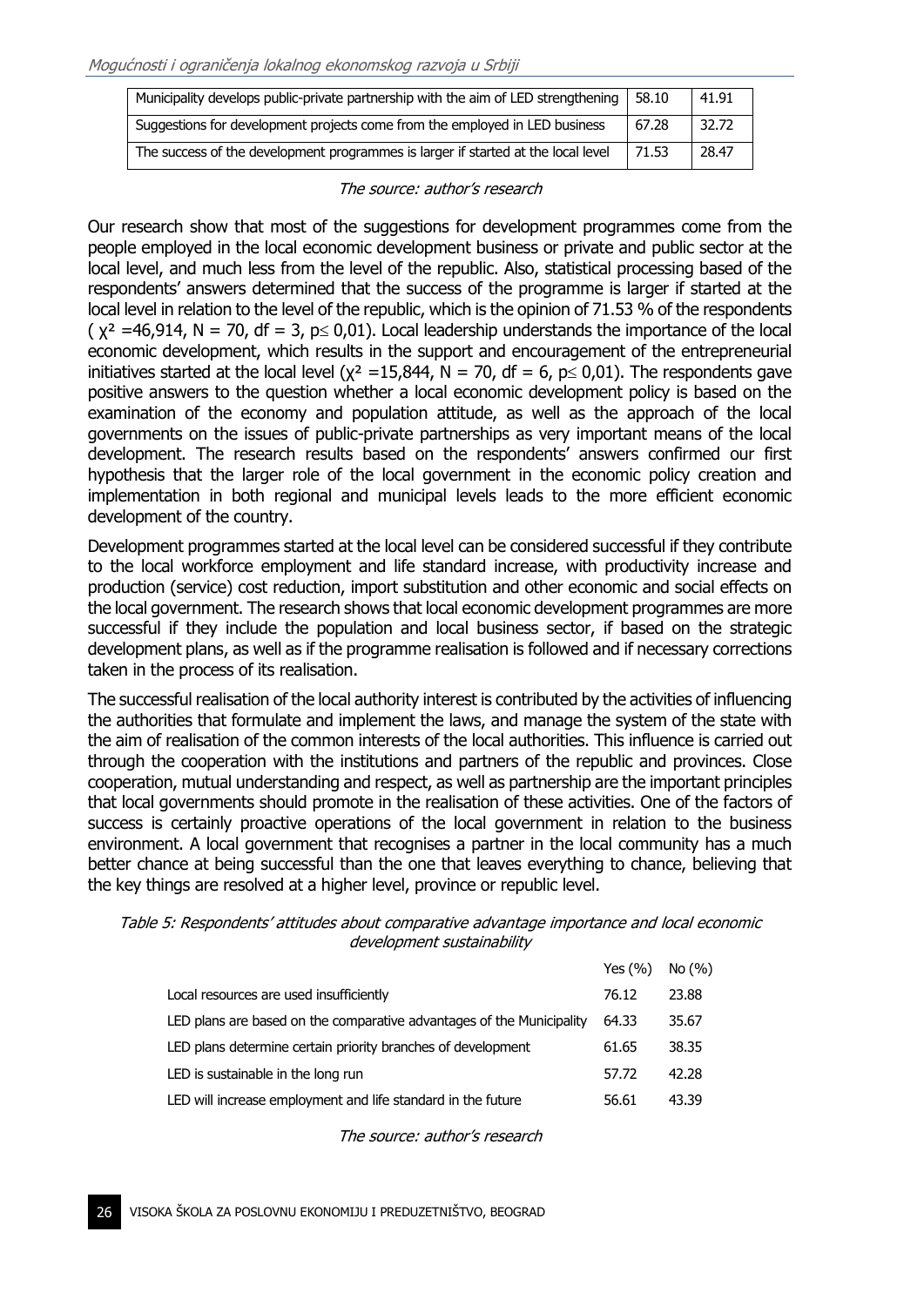| Municipality develops public-private partnership with the aim of LED strengthening | 58.10 | 41.91 |
|---|---|---|
| Suggestions for development projects come from the employed in LED business | 67.28 | 32.72 |
| The success of the development programmes is larger if started at the local level | 71.53 | 28.47 |

*The source: author's research*

Our research show that most of the suggestions for development programmes come from the people employed in the local economic development business or private and public sector at the local level, and much less from the level of the republic. Also, statistical processing based of the respondents' answers determined that the success of the programme is larger if started at the local level in relation to the level of the republic, which is the opinion of 71.53 % of the respondents ( $\chi^2$ =46,914, N = 70, df = 3, $p \leq 0{,}01$). Local leadership understands the importance of the local economic development, which results in the support and encouragement of the entrepreneurial initiatives started at the local level ($\chi^2$ =15,844, N = 70, df = 6, $p \leq 0{,}01$). The respondents gave positive answers to the question whether a local economic development policy is based on the examination of the economy and population attitude, as well as the approach of the local governments on the issues of public-private partnerships as very important means of the local development. The research results based on the respondents' answers confirmed our first hypothesis that the larger role of the local government in the economic policy creation and implementation in both regional and municipal levels leads to the more efficient economic development of the country.

Development programmes started at the local level can be considered successful if they contribute to the local workforce employment and life standard increase, with productivity increase and production (service) cost reduction, import substitution and other economic and social effects on the local government. The research shows that local economic development programmes are more successful if they include the population and local business sector, if based on the strategic development plans, as well as if the programme realisation is followed and if necessary corrections taken in the process of its realisation.

The successful realisation of the local authority interest is contributed by the activities of influencing the authorities that formulate and implement the laws, and manage the system of the state with the aim of realisation of the common interests of the local authorities. This influence is carried out through the cooperation with the institutions and partners of the republic and provinces. Close cooperation, mutual understanding and respect, as well as partnership are the important principles that local governments should promote in the realisation of these activities. One of the factors of success is certainly proactive operations of the local government in relation to the business environment. A local government that recognises a partner in the local community has a much better chance at being successful than the one that leaves everything to chance, believing that the key things are resolved at a higher level, province or republic level.

*Table 5: Respondents' attitudes about comparative advantage importance and local economic development sustainability*

| | Yes (%) | No (%) |
|---|---|---|
| Local resources are used insufficiently | 76.12 | 23.88 |
| LED plans are based on the comparative advantages of the Municipality | 64.33 | 35.67 |
| LED plans determine certain priority branches of development | 61.65 | 38.35 |
| LED is sustainable in the long run | 57.72 | 42.28 |
| LED will increase employment and life standard in the future | 56.61 | 43.39 |

*The source: author's research*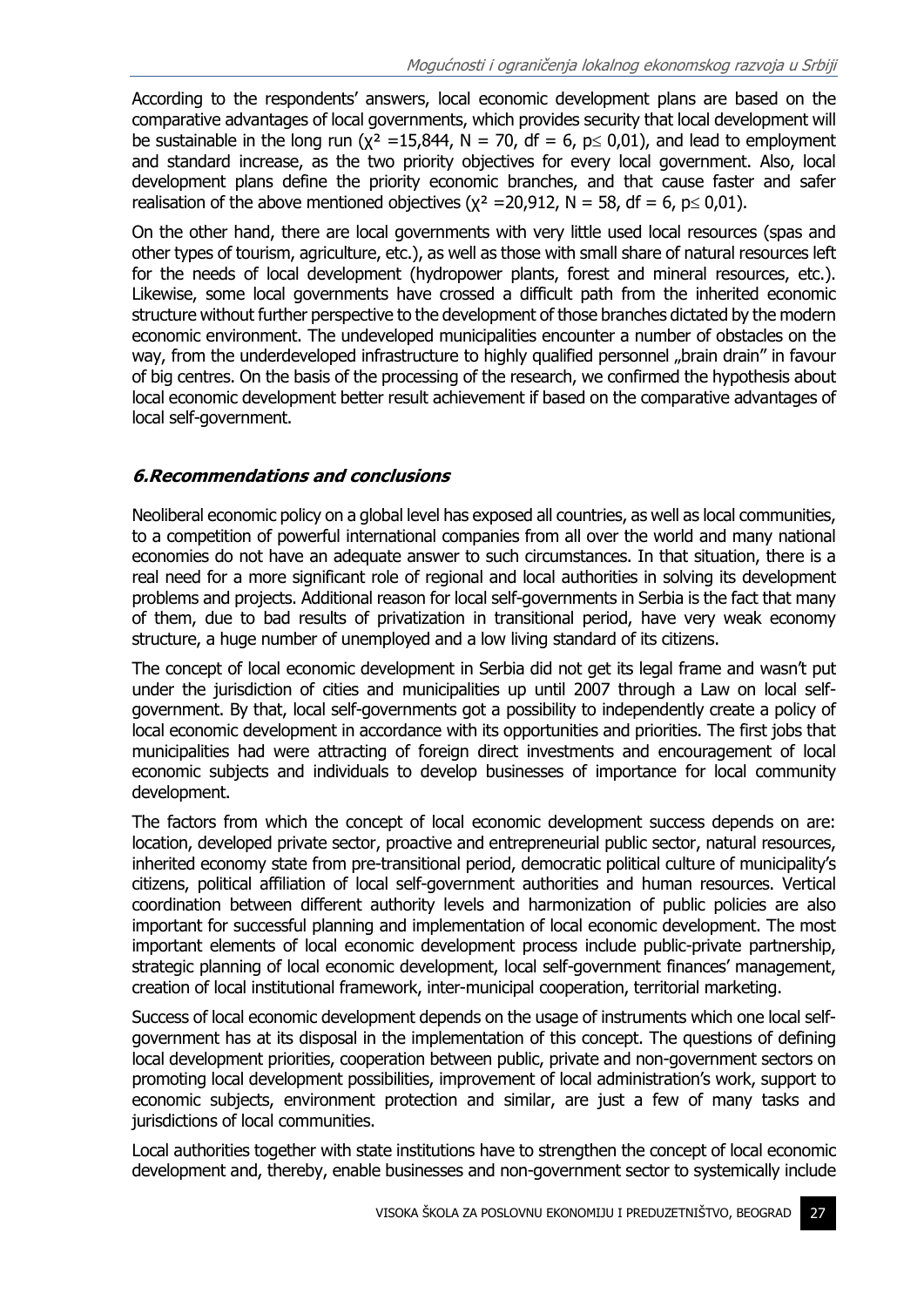According to the respondents' answers, local economic development plans are based on the comparative advantages of local governments, which provides security that local development will be sustainable in the long run ($\chi^2 = 15{,}844$, $N = 70$, $df = 6$, $p \leq 0{,}01$), and lead to employment and standard increase, as the two priority objectives for every local government. Also, local development plans define the priority economic branches, and that cause faster and safer realisation of the above mentioned objectives ($\chi^2 = 20{,}912$, $N = 58$, $df = 6$, $p \leq 0{,}01$).

On the other hand, there are local governments with very little used local resources (spas and other types of tourism, agriculture, etc.), as well as those with small share of natural resources left for the needs of local development (hydropower plants, forest and mineral resources, etc.). Likewise, some local governments have crossed a difficult path from the inherited economic structure without further perspective to the development of those branches dictated by the modern economic environment. The undeveloped municipalities encounter a number of obstacles on the way, from the underdeveloped infrastructure to highly qualified personnel „brain drain" in favour of big centres. On the basis of the processing of the research, we confirmed the hypothesis about local economic development better result achievement if based on the comparative advantages of local self-government.

## *6.Recommendations and conclusions*

Neoliberal economic policy on a global level has exposed all countries, as well as local communities, to a competition of powerful international companies from all over the world and many national economies do not have an adequate answer to such circumstances. In that situation, there is a real need for a more significant role of regional and local authorities in solving its development problems and projects. Additional reason for local self-governments in Serbia is the fact that many of them, due to bad results of privatization in transitional period, have very weak economy structure, a huge number of unemployed and a low living standard of its citizens.

The concept of local economic development in Serbia did not get its legal frame and wasn't put under the jurisdiction of cities and municipalities up until 2007 through a Law on local self-government. By that, local self-governments got a possibility to independently create a policy of local economic development in accordance with its opportunities and priorities. The first jobs that municipalities had were attracting of foreign direct investments and encouragement of local economic subjects and individuals to develop businesses of importance for local community development.

The factors from which the concept of local economic development success depends on are: location, developed private sector, proactive and entrepreneurial public sector, natural resources, inherited economy state from pre-transitional period, democratic political culture of municipality's citizens, political affiliation of local self-government authorities and human resources. Vertical coordination between different authority levels and harmonization of public policies are also important for successful planning and implementation of local economic development. The most important elements of local economic development process include public-private partnership, strategic planning of local economic development, local self-government finances' management, creation of local institutional framework, inter-municipal cooperation, territorial marketing.

Success of local economic development depends on the usage of instruments which one local self-government has at its disposal in the implementation of this concept. The questions of defining local development priorities, cooperation between public, private and non-government sectors on promoting local development possibilities, improvement of local administration's work, support to economic subjects, environment protection and similar, are just a few of many tasks and jurisdictions of local communities.

Local authorities together with state institutions have to strengthen the concept of local economic development and, thereby, enable businesses and non-government sector to systemically include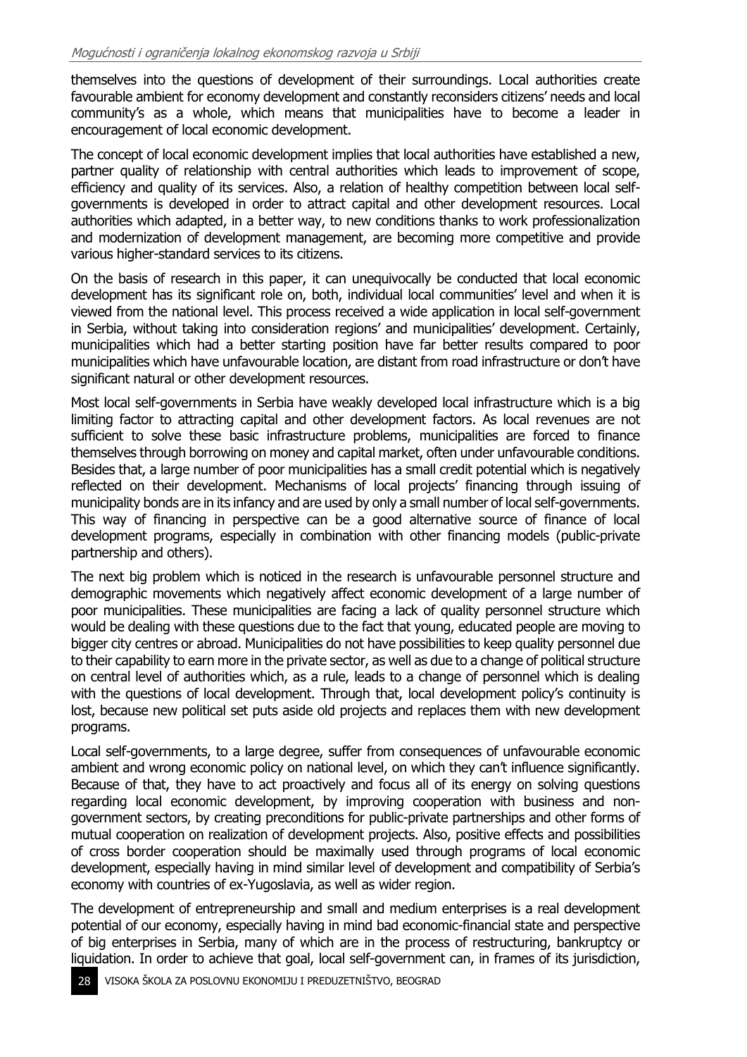themselves into the questions of development of their surroundings. Local authorities create favourable ambient for economy development and constantly reconsiders citizens' needs and local community's as a whole, which means that municipalities have to become a leader in encouragement of local economic development.

The concept of local economic development implies that local authorities have established a new, partner quality of relationship with central authorities which leads to improvement of scope, efficiency and quality of its services. Also, a relation of healthy competition between local self-governments is developed in order to attract capital and other development resources. Local authorities which adapted, in a better way, to new conditions thanks to work professionalization and modernization of development management, are becoming more competitive and provide various higher-standard services to its citizens.

On the basis of research in this paper, it can unequivocally be conducted that local economic development has its significant role on, both, individual local communities' level and when it is viewed from the national level. This process received a wide application in local self-government in Serbia, without taking into consideration regions' and municipalities' development. Certainly, municipalities which had a better starting position have far better results compared to poor municipalities which have unfavourable location, are distant from road infrastructure or don't have significant natural or other development resources.

Most local self-governments in Serbia have weakly developed local infrastructure which is a big limiting factor to attracting capital and other development factors. As local revenues are not sufficient to solve these basic infrastructure problems, municipalities are forced to finance themselves through borrowing on money and capital market, often under unfavourable conditions. Besides that, a large number of poor municipalities has a small credit potential which is negatively reflected on their development. Mechanisms of local projects' financing through issuing of municipality bonds are in its infancy and are used by only a small number of local self-governments. This way of financing in perspective can be a good alternative source of finance of local development programs, especially in combination with other financing models (public-private partnership and others).

The next big problem which is noticed in the research is unfavourable personnel structure and demographic movements which negatively affect economic development of a large number of poor municipalities. These municipalities are facing a lack of quality personnel structure which would be dealing with these questions due to the fact that young, educated people are moving to bigger city centres or abroad. Municipalities do not have possibilities to keep quality personnel due to their capability to earn more in the private sector, as well as due to a change of political structure on central level of authorities which, as a rule, leads to a change of personnel which is dealing with the questions of local development. Through that, local development policy's continuity is lost, because new political set puts aside old projects and replaces them with new development programs.

Local self-governments, to a large degree, suffer from consequences of unfavourable economic ambient and wrong economic policy on national level, on which they can't influence significantly. Because of that, they have to act proactively and focus all of its energy on solving questions regarding local economic development, by improving cooperation with business and non-government sectors, by creating preconditions for public-private partnerships and other forms of mutual cooperation on realization of development projects. Also, positive effects and possibilities of cross border cooperation should be maximally used through programs of local economic development, especially having in mind similar level of development and compatibility of Serbia's economy with countries of ex-Yugoslavia, as well as wider region.

The development of entrepreneurship and small and medium enterprises is a real development potential of our economy, especially having in mind bad economic-financial state and perspective of big enterprises in Serbia, many of which are in the process of restructuring, bankruptcy or liquidation. In order to achieve that goal, local self-government can, in frames of its jurisdiction,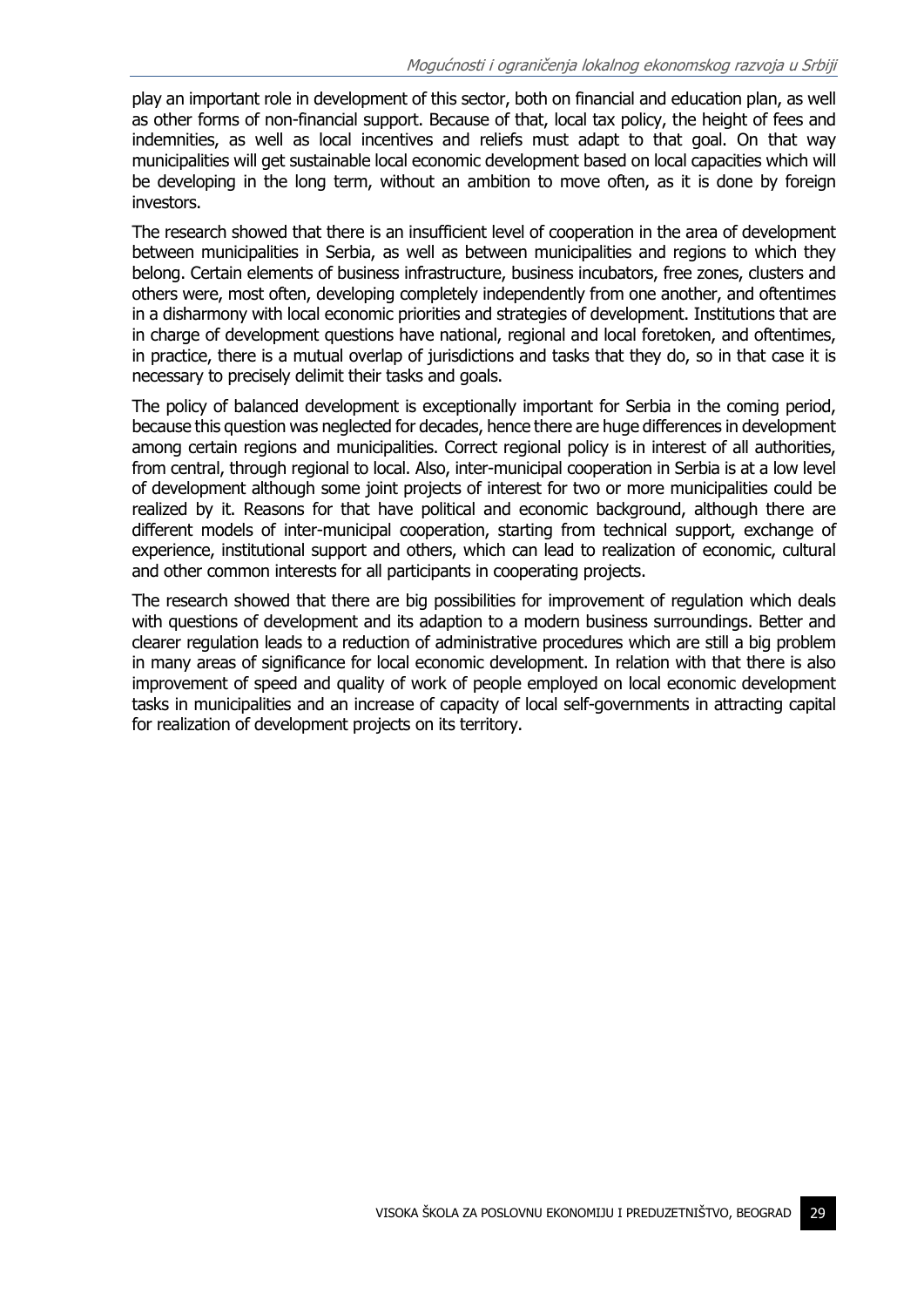play an important role in development of this sector, both on financial and education plan, as well as other forms of non-financial support. Because of that, local tax policy, the height of fees and indemnities, as well as local incentives and reliefs must adapt to that goal. On that way municipalities will get sustainable local economic development based on local capacities which will be developing in the long term, without an ambition to move often, as it is done by foreign investors.

The research showed that there is an insufficient level of cooperation in the area of development between municipalities in Serbia, as well as between municipalities and regions to which they belong. Certain elements of business infrastructure, business incubators, free zones, clusters and others were, most often, developing completely independently from one another, and oftentimes in a disharmony with local economic priorities and strategies of development. Institutions that are in charge of development questions have national, regional and local foretoken, and oftentimes, in practice, there is a mutual overlap of jurisdictions and tasks that they do, so in that case it is necessary to precisely delimit their tasks and goals.

The policy of balanced development is exceptionally important for Serbia in the coming period, because this question was neglected for decades, hence there are huge differences in development among certain regions and municipalities. Correct regional policy is in interest of all authorities, from central, through regional to local. Also, inter-municipal cooperation in Serbia is at a low level of development although some joint projects of interest for two or more municipalities could be realized by it. Reasons for that have political and economic background, although there are different models of inter-municipal cooperation, starting from technical support, exchange of experience, institutional support and others, which can lead to realization of economic, cultural and other common interests for all participants in cooperating projects.

The research showed that there are big possibilities for improvement of regulation which deals with questions of development and its adaption to a modern business surroundings. Better and clearer regulation leads to a reduction of administrative procedures which are still a big problem in many areas of significance for local economic development. In relation with that there is also improvement of speed and quality of work of people employed on local economic development tasks in municipalities and an increase of capacity of local self-governments in attracting capital for realization of development projects on its territory.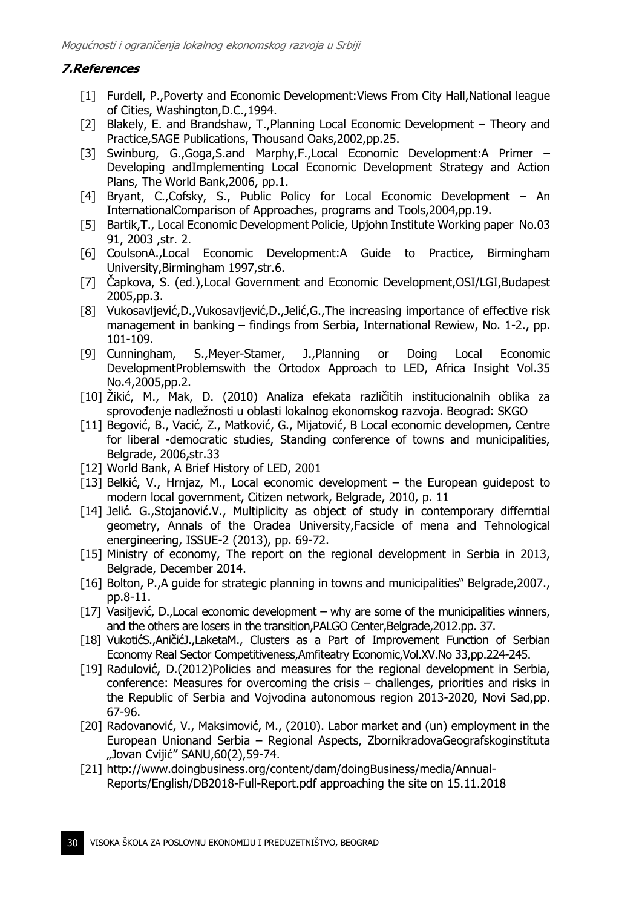## 7.References

[1] Furdell, P.,Poverty and Economic Development:Views From City Hall,National league of Cities, Washington,D.C.,1994.

[2] Blakely, E. and Brandshaw, T.,Planning Local Economic Development – Theory and Practice,SAGE Publications, Thousand Oaks,2002,pp.25.

[3] Swinburg, G.,Goga,S.and Marphy,F.,Local Economic Development:A Primer – Developing andImplementing Local Economic Development Strategy and Action Plans, The World Bank,2006, pp.1.

[4] Bryant, C.,Cofsky, S., Public Policy for Local Economic Development – An InternationalComparison of Approaches, programs and Tools,2004,pp.19.

[5] Bartik,T., Local Economic Development Policie, Upjohn Institute Working paper No.03 91, 2003 ,str. 2.

[6] CoulsonA.,Local Economic Development:A Guide to Practice, Birmingham University,Birmingham 1997,str.6.

[7] Čapkova, S. (ed.),Local Government and Economic Development,OSI/LGI,Budapest 2005,pp.3.

[8] Vukosavljević,D.,Vukosavljević,D.,Jelić,G.,The increasing importance of effective risk management in banking – findings from Serbia, International Rewiew, No. 1-2., pp. 101-109.

[9] Cunningham, S.,Meyer-Stamer, J.,Planning or Doing Local Economic DevelopmentProblemswith the Ortodox Approach to LED, Africa Insight Vol.35 No.4,2005,pp.2.

[10] Žikić, M., Mak, D. (2010) Analiza efekata različitih institucionalnih oblika za sprovođenje nadležnosti u oblasti lokalnog ekonomskog razvoja. Beograd: SKGO

[11] Begović, B., Vacić, Z., Matković, G., Mijatović, B Local economic developmen, Centre for liberal -democratic studies, Standing conference of towns and municipalities, Belgrade, 2006,str.33

[12] World Bank, A Brief History of LED, 2001

[13] Belkić, V., Hrnjaz, M., Local economic development – the European guidepost to modern local government, Citizen network, Belgrade, 2010, p. 11

[14] Jelić. G.,Stojanović.V., Multiplicity as object of study in contemporary differntial geometry, Annals of the Oradea University,Facsicle of mena and Tehnological energineering, ISSUE-2 (2013), pp. 69-72.

[15] Ministry of economy, The report on the regional development in Serbia in 2013, Belgrade, December 2014.

[16] Bolton, P.,A guide for strategic planning in towns and municipalities" Belgrade,2007., pp.8-11.

[17] Vasiljević, D.,Local economic development – why are some of the municipalities winners, and the others are losers in the transition,PALGO Center,Belgrade,2012.pp. 37.

[18] VukotićS.,AničićJ.,LaketaM., Clusters as a Part of Improvement Function of Serbian Economy Real Sector Competitiveness,Amfiteatry Economic,Vol.XV.No 33,pp.224-245.

[19] Radulović, D.(2012)Policies and measures for the regional development in Serbia, conference: Measures for overcoming the crisis – challenges, priorities and risks in the Republic of Serbia and Vojvodina autonomous region 2013-2020, Novi Sad,pp. 67-96.

[20] Radovanović, V., Maksimović, M., (2010). Labor market and (un) employment in the European Unionand Serbia – Regional Aspects, ZbornikradovaGeografskoginstituta „Jovan Cvijić" SANU,60(2),59-74.

[21] http://www.doingbusiness.org/content/dam/doingBusiness/media/Annual-Reports/English/DB2018-Full-Report.pdf approaching the site on 15.11.2018